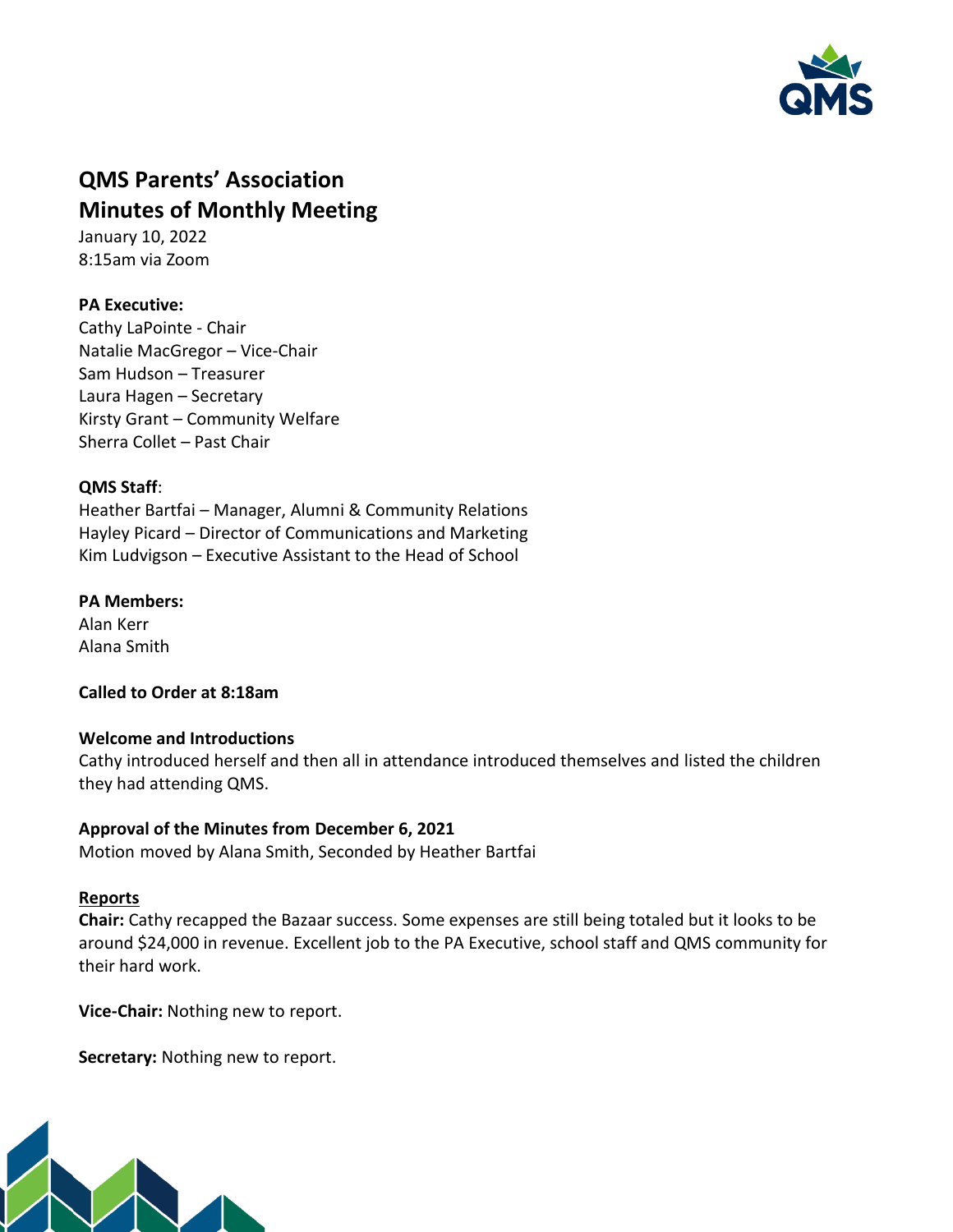# QMS Parents' Association
# Minutes of Monthly Meeting

January 10, 2022
8:15am via Zoom

**PA Executive:**
Cathy LaPointe - Chair
Natalie MacGregor – Vice-Chair
Sam Hudson – Treasurer
Laura Hagen – Secretary
Kirsty Grant – Community Welfare
Sherra Collet – Past Chair

**QMS Staff**:
Heather Bartfai – Manager, Alumni & Community Relations
Hayley Picard – Director of Communications and Marketing
Kim Ludvigson – Executive Assistant to the Head of School

**PA Members:**
Alan Kerr
Alana Smith

**Called to Order at 8:18am**

**Welcome and Introductions**
Cathy introduced herself and then all in attendance introduced themselves and listed the children they had attending QMS.

**Approval of the Minutes from December 6, 2021**
Motion moved by Alana Smith, Seconded by Heather Bartfai

**Reports**

**Chair:** Cathy recapped the Bazaar success. Some expenses are still being totaled but it looks to be around $24,000 in revenue. Excellent job to the PA Executive, school staff and QMS community for their hard work.

**Vice-Chair:** Nothing new to report.

**Secretary:** Nothing new to report.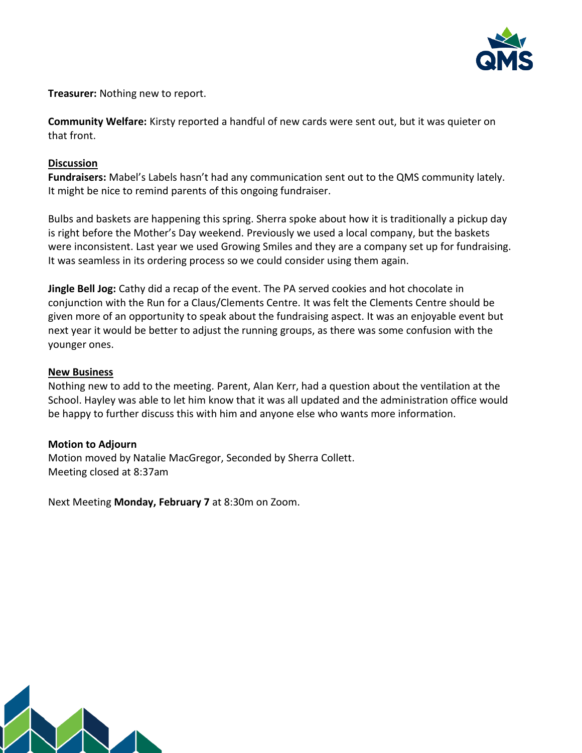**Treasurer:** Nothing new to report.

**Community Welfare:** Kirsty reported a handful of new cards were sent out, but it was quieter on that front.

**Discussion**

**Fundraisers:** Mabel's Labels hasn't had any communication sent out to the QMS community lately. It might be nice to remind parents of this ongoing fundraiser.

Bulbs and baskets are happening this spring. Sherra spoke about how it is traditionally a pickup day is right before the Mother's Day weekend. Previously we used a local company, but the baskets were inconsistent. Last year we used Growing Smiles and they are a company set up for fundraising. It was seamless in its ordering process so we could consider using them again.

**Jingle Bell Jog:** Cathy did a recap of the event. The PA served cookies and hot chocolate in conjunction with the Run for a Claus/Clements Centre. It was felt the Clements Centre should be given more of an opportunity to speak about the fundraising aspect. It was an enjoyable event but next year it would be better to adjust the running groups, as there was some confusion with the younger ones.

**New Business**

Nothing new to add to the meeting. Parent, Alan Kerr, had a question about the ventilation at the School. Hayley was able to let him know that it was all updated and the administration office would be happy to further discuss this with him and anyone else who wants more information.

**Motion to Adjourn**

Motion moved by Natalie MacGregor, Seconded by Sherra Collett.
Meeting closed at 8:37am

Next Meeting **Monday, February 7** at 8:30m on Zoom.